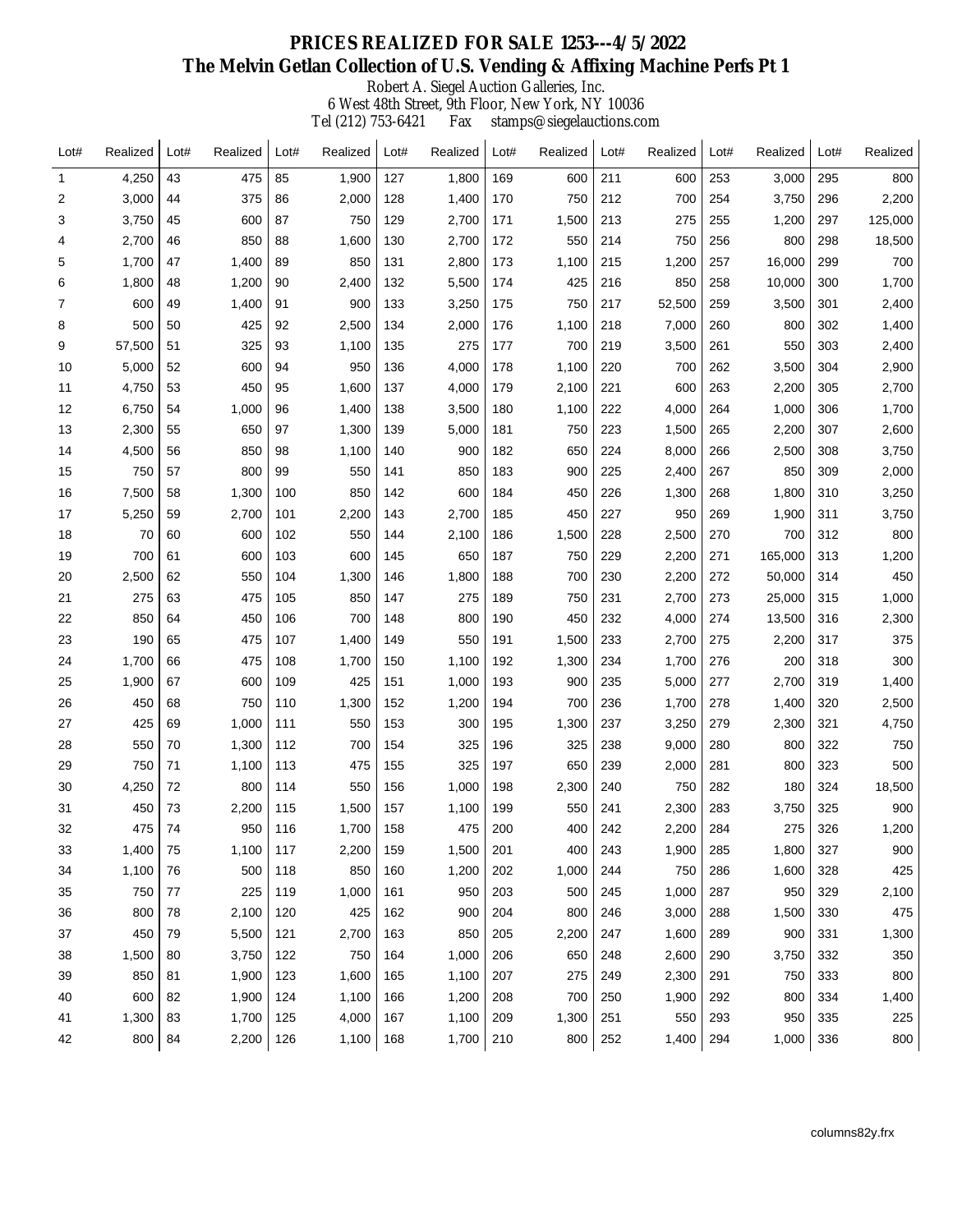# PRICES REALIZED FOR SALE 1253---4/5/2022

## The Melvin Getlan Collection of U.S. Vending & Affixing Machine Perfs Pt 1

Robert A. Siegel Auction Galleries, Inc.
6 West 48th Street, 9th Floor, New York, NY 10036
Tel (212) 753-6421 Fax stamps@siegelauctions.com

| Lot# | Realized | Lot# | Realized | Lot# | Realized | Lot# | Realized | Lot# | Realized | Lot# | Realized | Lot# | Realized | Lot# | Realized |
|---|---|---|---|---|---|---|---|---|---|---|---|---|---|---|---|
| 1 | 4,250 | 43 | 475 | 85 | 1,900 | 127 | 1,800 | 169 | 600 | 211 | 600 | 253 | 3,000 | 295 | 800 |
| 2 | 3,000 | 44 | 375 | 86 | 2,000 | 128 | 1,400 | 170 | 750 | 212 | 700 | 254 | 3,750 | 296 | 2,200 |
| 3 | 3,750 | 45 | 600 | 87 | 750 | 129 | 2,700 | 171 | 1,500 | 213 | 275 | 255 | 1,200 | 297 | 125,000 |
| 4 | 2,700 | 46 | 850 | 88 | 1,600 | 130 | 2,700 | 172 | 550 | 214 | 750 | 256 | 800 | 298 | 18,500 |
| 5 | 1,700 | 47 | 1,400 | 89 | 850 | 131 | 2,800 | 173 | 1,100 | 215 | 1,200 | 257 | 16,000 | 299 | 700 |
| 6 | 1,800 | 48 | 1,200 | 90 | 2,400 | 132 | 5,500 | 174 | 425 | 216 | 850 | 258 | 10,000 | 300 | 1,700 |
| 7 | 600 | 49 | 1,400 | 91 | 900 | 133 | 3,250 | 175 | 750 | 217 | 52,500 | 259 | 3,500 | 301 | 2,400 |
| 8 | 500 | 50 | 425 | 92 | 2,500 | 134 | 2,000 | 176 | 1,100 | 218 | 7,000 | 260 | 800 | 302 | 1,400 |
| 9 | 57,500 | 51 | 325 | 93 | 1,100 | 135 | 275 | 177 | 700 | 219 | 3,500 | 261 | 550 | 303 | 2,400 |
| 10 | 5,000 | 52 | 600 | 94 | 950 | 136 | 4,000 | 178 | 1,100 | 220 | 700 | 262 | 3,500 | 304 | 2,900 |
| 11 | 4,750 | 53 | 450 | 95 | 1,600 | 137 | 4,000 | 179 | 2,100 | 221 | 600 | 263 | 2,200 | 305 | 2,700 |
| 12 | 6,750 | 54 | 1,000 | 96 | 1,400 | 138 | 3,500 | 180 | 1,100 | 222 | 4,000 | 264 | 1,000 | 306 | 1,700 |
| 13 | 2,300 | 55 | 650 | 97 | 1,300 | 139 | 5,000 | 181 | 750 | 223 | 1,500 | 265 | 2,200 | 307 | 2,600 |
| 14 | 4,500 | 56 | 850 | 98 | 1,100 | 140 | 900 | 182 | 650 | 224 | 8,000 | 266 | 2,500 | 308 | 3,750 |
| 15 | 750 | 57 | 800 | 99 | 550 | 141 | 850 | 183 | 900 | 225 | 2,400 | 267 | 850 | 309 | 2,000 |
| 16 | 7,500 | 58 | 1,300 | 100 | 850 | 142 | 600 | 184 | 450 | 226 | 1,300 | 268 | 1,800 | 310 | 3,250 |
| 17 | 5,250 | 59 | 2,700 | 101 | 2,200 | 143 | 2,700 | 185 | 450 | 227 | 950 | 269 | 1,900 | 311 | 3,750 |
| 18 | 70 | 60 | 600 | 102 | 550 | 144 | 2,100 | 186 | 1,500 | 228 | 2,500 | 270 | 700 | 312 | 800 |
| 19 | 700 | 61 | 600 | 103 | 600 | 145 | 650 | 187 | 750 | 229 | 2,200 | 271 | 165,000 | 313 | 1,200 |
| 20 | 2,500 | 62 | 550 | 104 | 1,300 | 146 | 1,800 | 188 | 700 | 230 | 2,200 | 272 | 50,000 | 314 | 450 |
| 21 | 275 | 63 | 475 | 105 | 850 | 147 | 275 | 189 | 750 | 231 | 2,700 | 273 | 25,000 | 315 | 1,000 |
| 22 | 850 | 64 | 450 | 106 | 700 | 148 | 800 | 190 | 450 | 232 | 4,000 | 274 | 13,500 | 316 | 2,300 |
| 23 | 190 | 65 | 475 | 107 | 1,400 | 149 | 550 | 191 | 1,500 | 233 | 2,700 | 275 | 2,200 | 317 | 375 |
| 24 | 1,700 | 66 | 475 | 108 | 1,700 | 150 | 1,100 | 192 | 1,300 | 234 | 1,700 | 276 | 200 | 318 | 300 |
| 25 | 1,900 | 67 | 600 | 109 | 425 | 151 | 1,000 | 193 | 900 | 235 | 5,000 | 277 | 2,700 | 319 | 1,400 |
| 26 | 450 | 68 | 750 | 110 | 1,300 | 152 | 1,200 | 194 | 700 | 236 | 1,700 | 278 | 1,400 | 320 | 2,500 |
| 27 | 425 | 69 | 1,000 | 111 | 550 | 153 | 300 | 195 | 1,300 | 237 | 3,250 | 279 | 2,300 | 321 | 4,750 |
| 28 | 550 | 70 | 1,300 | 112 | 700 | 154 | 325 | 196 | 325 | 238 | 9,000 | 280 | 800 | 322 | 750 |
| 29 | 750 | 71 | 1,100 | 113 | 475 | 155 | 325 | 197 | 650 | 239 | 2,000 | 281 | 800 | 323 | 500 |
| 30 | 4,250 | 72 | 800 | 114 | 550 | 156 | 1,000 | 198 | 2,300 | 240 | 750 | 282 | 180 | 324 | 18,500 |
| 31 | 450 | 73 | 2,200 | 115 | 1,500 | 157 | 1,100 | 199 | 550 | 241 | 2,300 | 283 | 3,750 | 325 | 900 |
| 32 | 475 | 74 | 950 | 116 | 1,700 | 158 | 475 | 200 | 400 | 242 | 2,200 | 284 | 275 | 326 | 1,200 |
| 33 | 1,400 | 75 | 1,100 | 117 | 2,200 | 159 | 1,500 | 201 | 400 | 243 | 1,900 | 285 | 1,800 | 327 | 900 |
| 34 | 1,100 | 76 | 500 | 118 | 850 | 160 | 1,200 | 202 | 1,000 | 244 | 750 | 286 | 1,600 | 328 | 425 |
| 35 | 750 | 77 | 225 | 119 | 1,000 | 161 | 950 | 203 | 500 | 245 | 1,000 | 287 | 950 | 329 | 2,100 |
| 36 | 800 | 78 | 2,100 | 120 | 425 | 162 | 900 | 204 | 800 | 246 | 3,000 | 288 | 1,500 | 330 | 475 |
| 37 | 450 | 79 | 5,500 | 121 | 2,700 | 163 | 850 | 205 | 2,200 | 247 | 1,600 | 289 | 900 | 331 | 1,300 |
| 38 | 1,500 | 80 | 3,750 | 122 | 750 | 164 | 1,000 | 206 | 650 | 248 | 2,600 | 290 | 3,750 | 332 | 350 |
| 39 | 850 | 81 | 1,900 | 123 | 1,600 | 165 | 1,100 | 207 | 275 | 249 | 2,300 | 291 | 750 | 333 | 800 |
| 40 | 600 | 82 | 1,900 | 124 | 1,100 | 166 | 1,200 | 208 | 700 | 250 | 1,900 | 292 | 800 | 334 | 1,400 |
| 41 | 1,300 | 83 | 1,700 | 125 | 4,000 | 167 | 1,100 | 209 | 1,300 | 251 | 550 | 293 | 950 | 335 | 225 |
| 42 | 800 | 84 | 2,200 | 126 | 1,100 | 168 | 1,700 | 210 | 800 | 252 | 1,400 | 294 | 1,000 | 336 | 800 |

columns82y.frx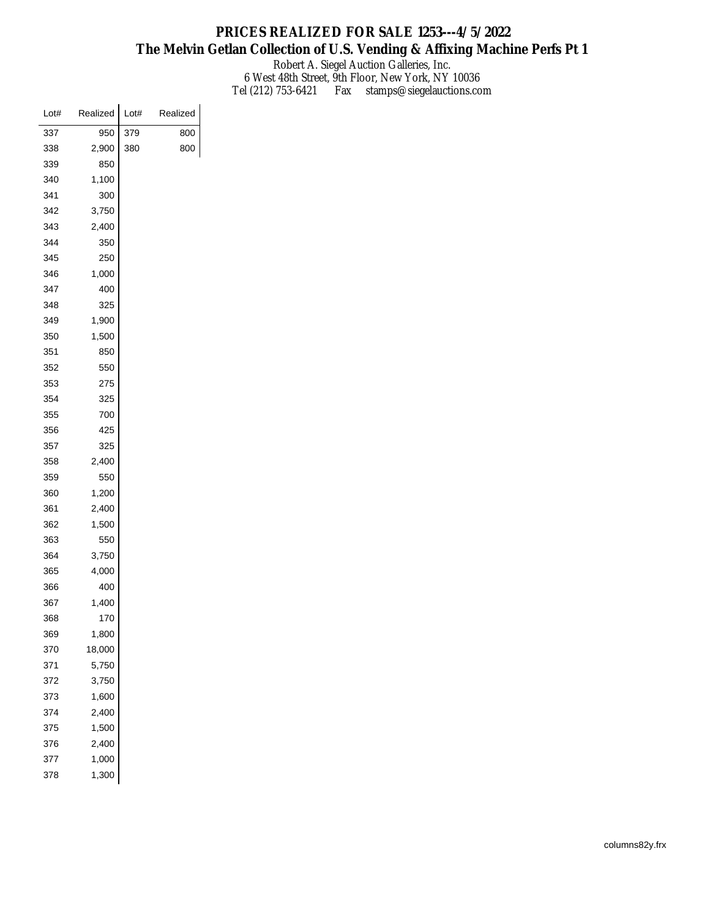# PRICES REALIZED FOR SALE 1253---4/5/2022

## The Melvin Getlan Collection of U.S. Vending & Affixing Machine Perfs Pt 1

Robert A. Siegel Auction Galleries, Inc.
6 West 48th Street, 9th Floor, New York, NY 10036
Tel (212) 753-6421 Fax stamps@siegelauctions.com

| Lot# | Realized |
|---|---|
| 337 | 950 |
| 338 | 2,900 |
| 339 | 850 |
| 340 | 1,100 |
| 341 | 300 |
| 342 | 3,750 |
| 343 | 2,400 |
| 344 | 350 |
| 345 | 250 |
| 346 | 1,000 |
| 347 | 400 |
| 348 | 325 |
| 349 | 1,900 |
| 350 | 1,500 |
| 351 | 850 |
| 352 | 550 |
| 353 | 275 |
| 354 | 325 |
| 355 | 700 |
| 356 | 425 |
| 357 | 325 |
| 358 | 2,400 |
| 359 | 550 |
| 360 | 1,200 |
| 361 | 2,400 |
| 362 | 1,500 |
| 363 | 550 |
| 364 | 3,750 |
| 365 | 4,000 |
| 366 | 400 |
| 367 | 1,400 |
| 368 | 170 |
| 369 | 1,800 |
| 370 | 18,000 |
| 371 | 5,750 |
| 372 | 3,750 |
| 373 | 1,600 |
| 374 | 2,400 |
| 375 | 1,500 |
| 376 | 2,400 |
| 377 | 1,000 |
| 378 | 1,300 |
| 379 | 800 |
| 380 | 800 |

columns82y.frx